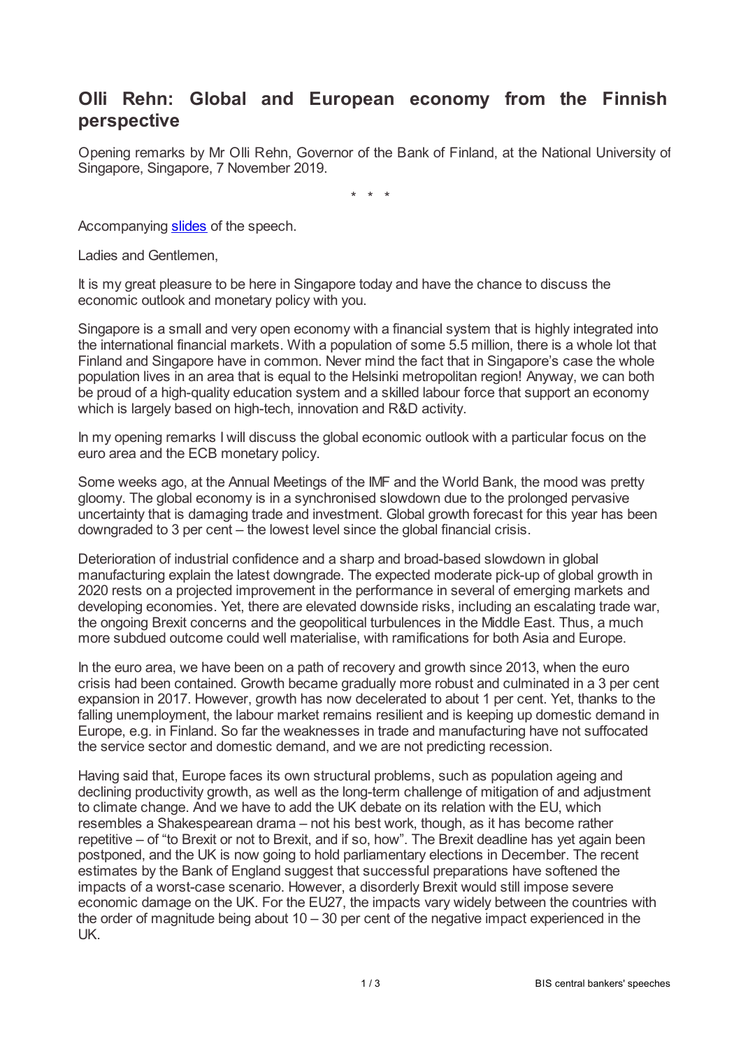# Olli Rehn: Global and European economy from the Finnish perspective

Opening remarks by Mr Olli Rehn, Governor of the Bank of Finland, at the National University of Singapore, Singapore, 7 November 2019.

\* \* \*

Accompanying slides of the speech.

Ladies and Gentlemen,

It is my great pleasure to be here in Singapore today and have the chance to discuss the economic outlook and monetary policy with you.

Singapore is a small and very open economy with a financial system that is highly integrated into the international financial markets. With a population of some 5.5 million, there is a whole lot that Finland and Singapore have in common. Never mind the fact that in Singapore's case the whole population lives in an area that is equal to the Helsinki metropolitan region! Anyway, we can both be proud of a high-quality education system and a skilled labour force that support an economy which is largely based on high-tech, innovation and R&D activity.

In my opening remarks I will discuss the global economic outlook with a particular focus on the euro area and the ECB monetary policy.

Some weeks ago, at the Annual Meetings of the IMF and the World Bank, the mood was pretty gloomy. The global economy is in a synchronised slowdown due to the prolonged pervasive uncertainty that is damaging trade and investment. Global growth forecast for this year has been downgraded to 3 per cent – the lowest level since the global financial crisis.

Deterioration of industrial confidence and a sharp and broad-based slowdown in global manufacturing explain the latest downgrade. The expected moderate pick-up of global growth in 2020 rests on a projected improvement in the performance in several of emerging markets and developing economies. Yet, there are elevated downside risks, including an escalating trade war, the ongoing Brexit concerns and the geopolitical turbulences in the Middle East. Thus, a much more subdued outcome could well materialise, with ramifications for both Asia and Europe.

In the euro area, we have been on a path of recovery and growth since 2013, when the euro crisis had been contained. Growth became gradually more robust and culminated in a 3 per cent expansion in 2017. However, growth has now decelerated to about 1 per cent. Yet, thanks to the falling unemployment, the labour market remains resilient and is keeping up domestic demand in Europe, e.g. in Finland. So far the weaknesses in trade and manufacturing have not suffocated the service sector and domestic demand, and we are not predicting recession.

Having said that, Europe faces its own structural problems, such as population ageing and declining productivity growth, as well as the long-term challenge of mitigation of and adjustment to climate change. And we have to add the UK debate on its relation with the EU, which resembles a Shakespearean drama – not his best work, though, as it has become rather repetitive – of "to Brexit or not to Brexit, and if so, how". The Brexit deadline has yet again been postponed, and the UK is now going to hold parliamentary elections in December. The recent estimates by the Bank of England suggest that successful preparations have softened the impacts of a worst-case scenario. However, a disorderly Brexit would still impose severe economic damage on the UK. For the EU27, the impacts vary widely between the countries with the order of magnitude being about 10 – 30 per cent of the negative impact experienced in the UK.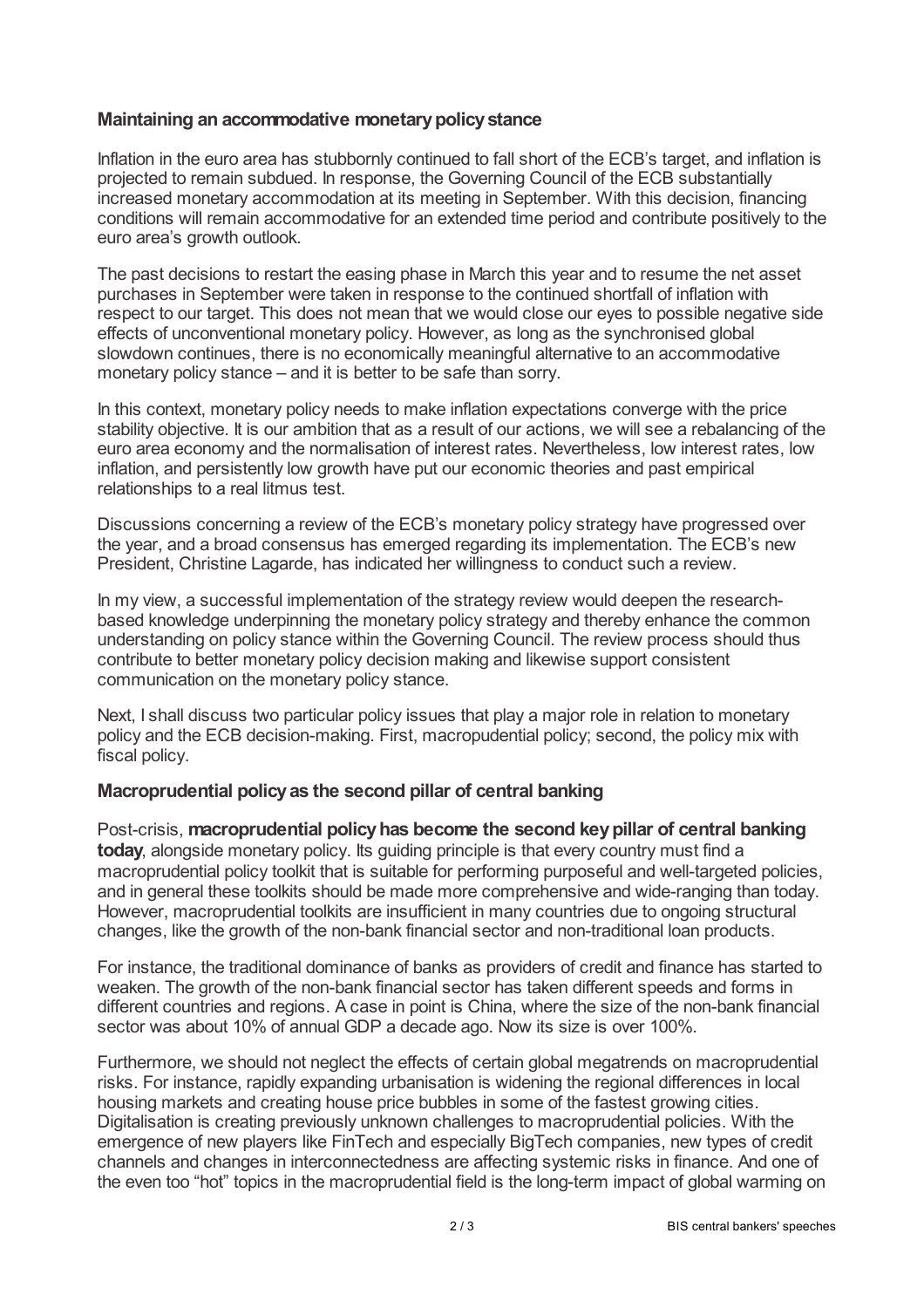## Maintaining an accommodative monetary policy stance

Inflation in the euro area has stubbornly continued to fall short of the ECB's target, and inflation is projected to remain subdued. In response, the Governing Council of the ECB substantially increased monetary accommodation at its meeting in September. With this decision, financing conditions will remain accommodative for an extended time period and contribute positively to the euro area's growth outlook.

The past decisions to restart the easing phase in March this year and to resume the net asset purchases in September were taken in response to the continued shortfall of inflation with respect to our target. This does not mean that we would close our eyes to possible negative side effects of unconventional monetary policy. However, as long as the synchronised global slowdown continues, there is no economically meaningful alternative to an accommodative monetary policy stance – and it is better to be safe than sorry.

In this context, monetary policy needs to make inflation expectations converge with the price stability objective. It is our ambition that as a result of our actions, we will see a rebalancing of the euro area economy and the normalisation of interest rates. Nevertheless, low interest rates, low inflation, and persistently low growth have put our economic theories and past empirical relationships to a real litmus test.

Discussions concerning a review of the ECB's monetary policy strategy have progressed over the year, and a broad consensus has emerged regarding its implementation. The ECB's new President, Christine Lagarde, has indicated her willingness to conduct such a review.

In my view, a successful implementation of the strategy review would deepen the research-based knowledge underpinning the monetary policy strategy and thereby enhance the common understanding on policy stance within the Governing Council. The review process should thus contribute to better monetary policy decision making and likewise support consistent communication on the monetary policy stance.

Next, I shall discuss two particular policy issues that play a major role in relation to monetary policy and the ECB decision-making. First, macropudential policy; second, the policy mix with fiscal policy.

## Macroprudential policy as the second pillar of central banking

Post-crisis, **macroprudential policy has become the second key pillar of central banking today**, alongside monetary policy. Its guiding principle is that every country must find a macroprudential policy toolkit that is suitable for performing purposeful and well-targeted policies, and in general these toolkits should be made more comprehensive and wide-ranging than today. However, macroprudential toolkits are insufficient in many countries due to ongoing structural changes, like the growth of the non-bank financial sector and non-traditional loan products.

For instance, the traditional dominance of banks as providers of credit and finance has started to weaken. The growth of the non-bank financial sector has taken different speeds and forms in different countries and regions. A case in point is China, where the size of the non-bank financial sector was about 10% of annual GDP a decade ago. Now its size is over 100%.

Furthermore, we should not neglect the effects of certain global megatrends on macroprudential risks. For instance, rapidly expanding urbanisation is widening the regional differences in local housing markets and creating house price bubbles in some of the fastest growing cities. Digitalisation is creating previously unknown challenges to macroprudential policies. With the emergence of new players like FinTech and especially BigTech companies, new types of credit channels and changes in interconnectedness are affecting systemic risks in finance. And one of the even too "hot" topics in the macroprudential field is the long-term impact of global warming on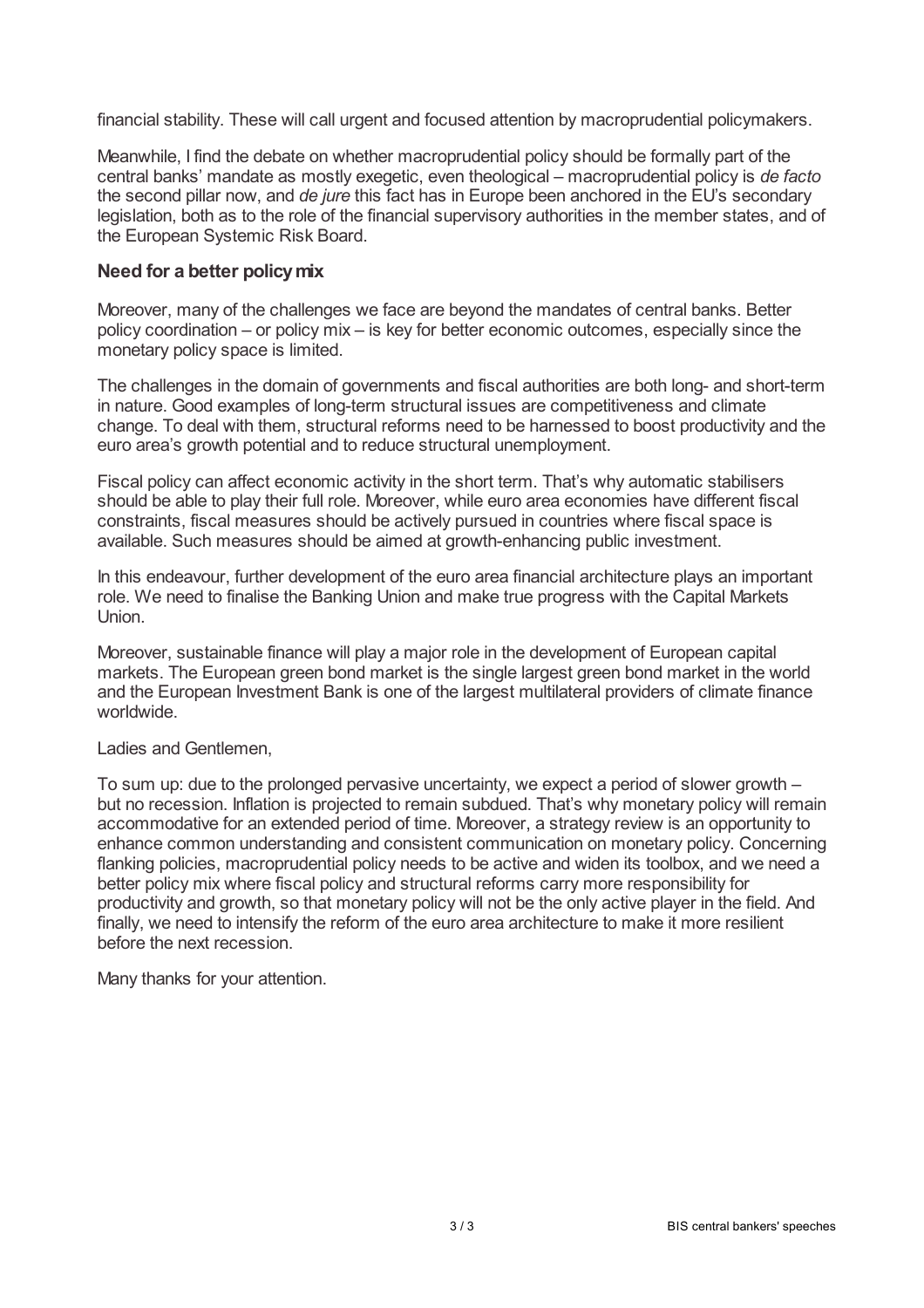financial stability. These will call urgent and focused attention by macroprudential policymakers.

Meanwhile, I find the debate on whether macroprudential policy should be formally part of the central banks' mandate as mostly exegetic, even theological – macroprudential policy is *de facto* the second pillar now, and *de jure* this fact has in Europe been anchored in the EU's secondary legislation, both as to the role of the financial supervisory authorities in the member states, and of the European Systemic Risk Board.

### Need for a better policy mix

Moreover, many of the challenges we face are beyond the mandates of central banks. Better policy coordination – or policy mix – is key for better economic outcomes, especially since the monetary policy space is limited.

The challenges in the domain of governments and fiscal authorities are both long- and short-term in nature. Good examples of long-term structural issues are competitiveness and climate change. To deal with them, structural reforms need to be harnessed to boost productivity and the euro area's growth potential and to reduce structural unemployment.

Fiscal policy can affect economic activity in the short term. That's why automatic stabilisers should be able to play their full role. Moreover, while euro area economies have different fiscal constraints, fiscal measures should be actively pursued in countries where fiscal space is available. Such measures should be aimed at growth-enhancing public investment.

In this endeavour, further development of the euro area financial architecture plays an important role. We need to finalise the Banking Union and make true progress with the Capital Markets Union.

Moreover, sustainable finance will play a major role in the development of European capital markets. The European green bond market is the single largest green bond market in the world and the European Investment Bank is one of the largest multilateral providers of climate finance worldwide.

Ladies and Gentlemen,

To sum up: due to the prolonged pervasive uncertainty, we expect a period of slower growth – but no recession. Inflation is projected to remain subdued. That's why monetary policy will remain accommodative for an extended period of time. Moreover, a strategy review is an opportunity to enhance common understanding and consistent communication on monetary policy. Concerning flanking policies, macroprudential policy needs to be active and widen its toolbox, and we need a better policy mix where fiscal policy and structural reforms carry more responsibility for productivity and growth, so that monetary policy will not be the only active player in the field. And finally, we need to intensify the reform of the euro area architecture to make it more resilient before the next recession.

Many thanks for your attention.